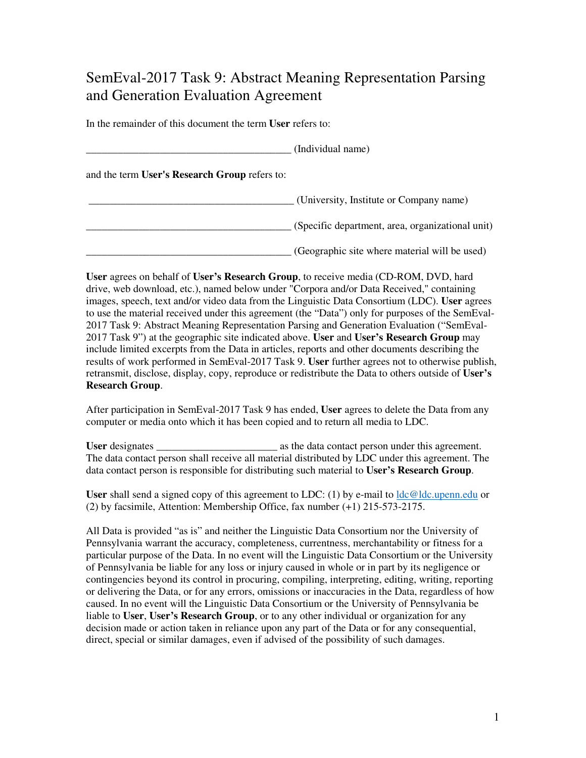# SemEval-2017 Task 9: Abstract Meaning Representation Parsing and Generation Evaluation Agreement

In the remainder of this document the term **User** refers to:

_______________________________________ (Individual name)

and the term **User's Research Group** refers to:

_______________________________________ (University, Institute or Company name)

_______________________________________ (Specific department, area, organizational unit)

_______________________________________ (Geographic site where material will be used)

**User** agrees on behalf of **User's Research Group**, to receive media (CD-ROM, DVD, hard drive, web download, etc.), named below under "Corpora and/or Data Received," containing images, speech, text and/or video data from the Linguistic Data Consortium (LDC). **User** agrees to use the material received under this agreement (the "Data") only for purposes of the SemEval-2017 Task 9: Abstract Meaning Representation Parsing and Generation Evaluation ("SemEval-2017 Task 9") at the geographic site indicated above. **User** and **User's Research Group** may include limited excerpts from the Data in articles, reports and other documents describing the results of work performed in SemEval-2017 Task 9. **User** further agrees not to otherwise publish, retransmit, disclose, display, copy, reproduce or redistribute the Data to others outside of **User's Research Group**.

After participation in SemEval-2017 Task 9 has ended, **User** agrees to delete the Data from any computer or media onto which it has been copied and to return all media to LDC.

**User** designates _______________________ as the data contact person under this agreement. The data contact person shall receive all material distributed by LDC under this agreement. The data contact person is responsible for distributing such material to **User's Research Group**.

**User** shall send a signed copy of this agreement to LDC: (1) by e-mail to ldc@ldc.upenn.edu or (2) by facsimile, Attention: Membership Office, fax number (+1) 215-573-2175.

All Data is provided "as is" and neither the Linguistic Data Consortium nor the University of Pennsylvania warrant the accuracy, completeness, currentness, merchantability or fitness for a particular purpose of the Data. In no event will the Linguistic Data Consortium or the University of Pennsylvania be liable for any loss or injury caused in whole or in part by its negligence or contingencies beyond its control in procuring, compiling, interpreting, editing, writing, reporting or delivering the Data, or for any errors, omissions or inaccuracies in the Data, regardless of how caused. In no event will the Linguistic Data Consortium or the University of Pennsylvania be liable to **User**, **User's Research Group**, or to any other individual or organization for any decision made or action taken in reliance upon any part of the Data or for any consequential, direct, special or similar damages, even if advised of the possibility of such damages.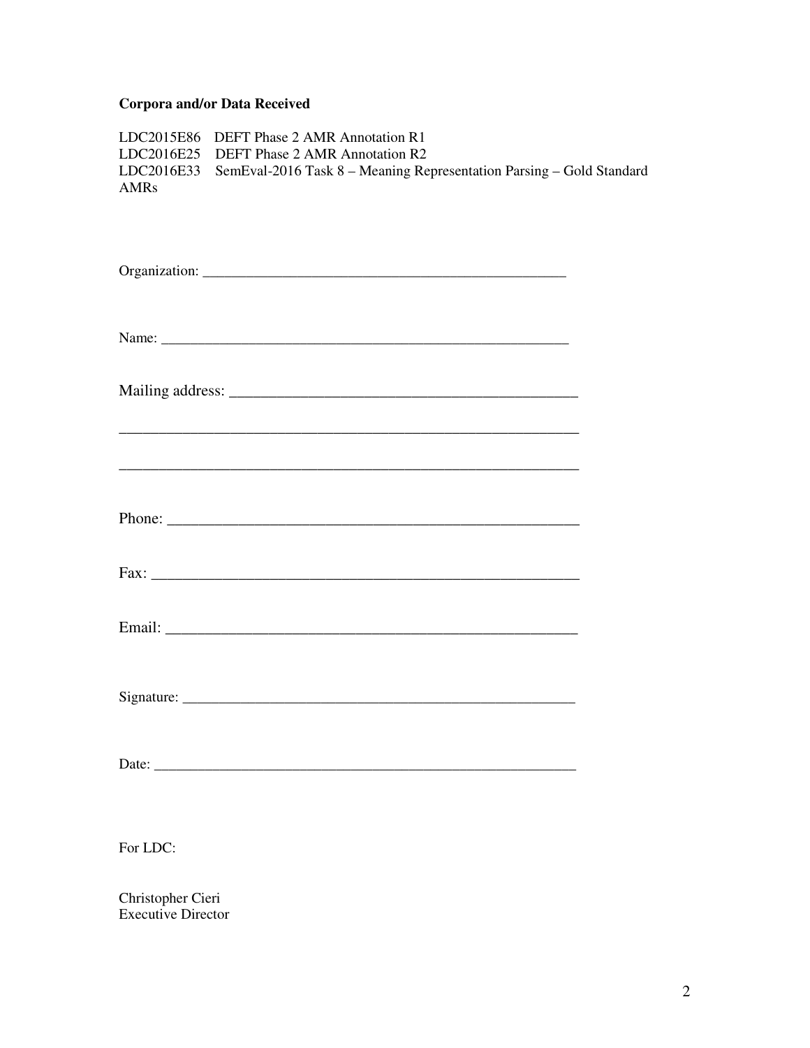**Corpora and/or Data Received**

LDC2015E86 DEFT Phase 2 AMR Annotation R1
LDC2016E25 DEFT Phase 2 AMR Annotation R2
LDC2016E33 SemEval-2016 Task 8 – Meaning Representation Parsing – Gold Standard AMRs

Organization: ____________________________________________________

Name: __________________________________________________________

Mailing address: ____________________________________________

____________________________________________________________

____________________________________________________________

Phone: _____________________________________________________

Fax: _______________________________________________________

Email: _____________________________________________________

Signature: _______________________________________________________

Date: ____________________________________________________________

For LDC:

Christopher Cieri
Executive Director